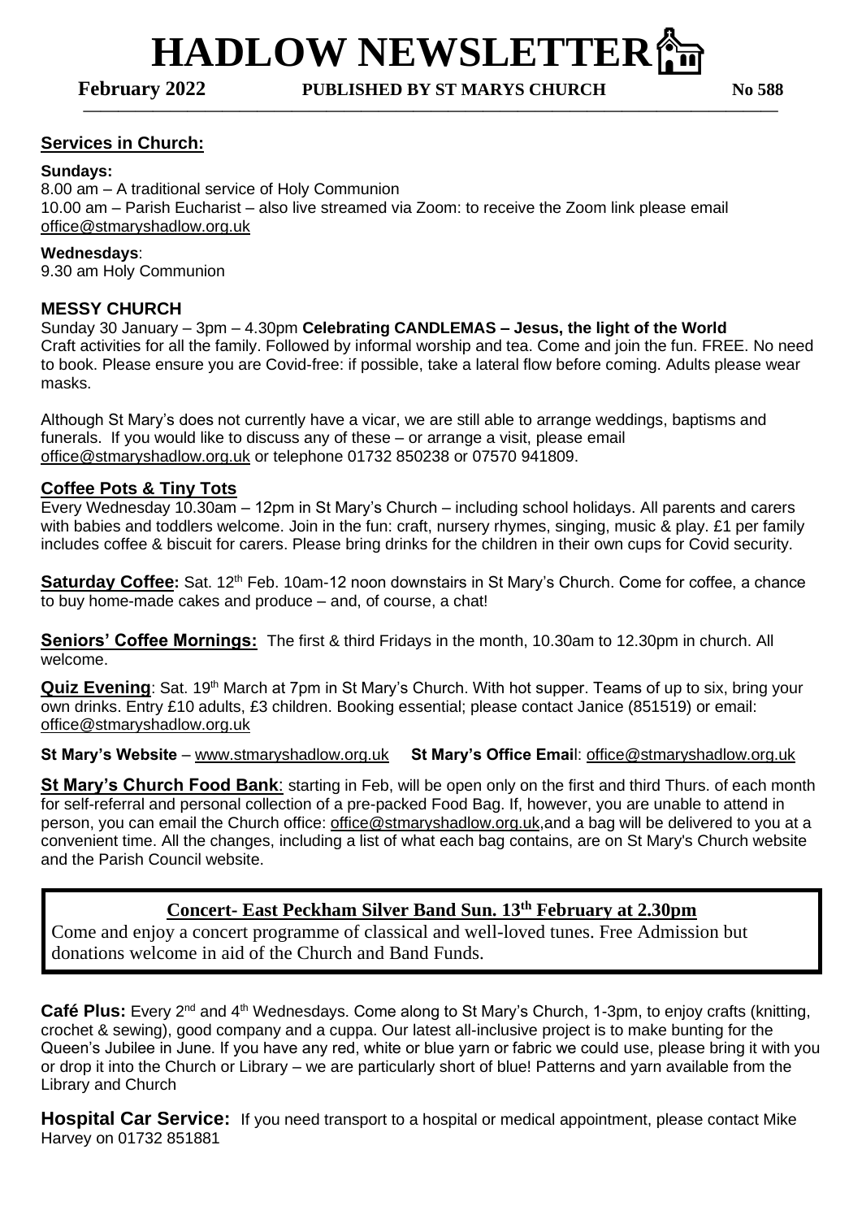# HADLOW NEWSLETTER

**February 2022** **PUBLISHED BY ST MARYS CHURCH** **No 588**

## Services in Church:

**Sundays:**
8.00 am – A traditional service of Holy Communion
10.00 am – Parish Eucharist – also live streamed via Zoom: to receive the Zoom link please email office@stmaryshadlow.org.uk

**Wednesdays**:
9.30 am Holy Communion

## MESSY CHURCH

Sunday 30 January – 3pm – 4.30pm **Celebrating CANDLEMAS – Jesus, the light of the World**
Craft activities for all the family. Followed by informal worship and tea. Come and join the fun. FREE. No need to book. Please ensure you are Covid-free: if possible, take a lateral flow before coming. Adults please wear masks.

Although St Mary's does not currently have a vicar, we are still able to arrange weddings, baptisms and funerals. If you would like to discuss any of these – or arrange a visit, please email office@stmaryshadlow.org.uk or telephone 01732 850238 or 07570 941809.

## Coffee Pots & Tiny Tots

Every Wednesday 10.30am – 12pm in St Mary's Church – including school holidays. All parents and carers with babies and toddlers welcome. Join in the fun: craft, nursery rhymes, singing, music & play. £1 per family includes coffee & biscuit for carers. Please bring drinks for the children in their own cups for Covid security.

**Saturday Coffee:** Sat. 12th Feb. 10am-12 noon downstairs in St Mary's Church. Come for coffee, a chance to buy home-made cakes and produce – and, of course, a chat!

**Seniors' Coffee Mornings:** The first & third Fridays in the month, 10.30am to 12.30pm in church. All welcome.

**Quiz Evening**: Sat. 19th March at 7pm in St Mary's Church. With hot supper. Teams of up to six, bring your own drinks. Entry £10 adults, £3 children. Booking essential; please contact Janice (851519) or email: office@stmaryshadlow.org.uk

**St Mary's Website** – www.stmaryshadlow.org.uk **St Mary's Office Emai**l: office@stmaryshadlow.org.uk

**St Mary's Church Food Bank**: starting in Feb, will be open only on the first and third Thurs. of each month for self-referral and personal collection of a pre-packed Food Bag. If, however, you are unable to attend in person, you can email the Church office: office@stmaryshadlow.org.uk,and a bag will be delivered to you at a convenient time. All the changes, including a list of what each bag contains, are on St Mary's Church website and the Parish Council website.

## Concert- East Peckham Silver Band Sun. 13th February at 2.30pm

Come and enjoy a concert programme of classical and well-loved tunes. Free Admission but donations welcome in aid of the Church and Band Funds.

**Café Plus:** Every 2nd and 4th Wednesdays. Come along to St Mary's Church, 1-3pm, to enjoy crafts (knitting, crochet & sewing), good company and a cuppa. Our latest all-inclusive project is to make bunting for the Queen's Jubilee in June. If you have any red, white or blue yarn or fabric we could use, please bring it with you or drop it into the Church or Library – we are particularly short of blue! Patterns and yarn available from the Library and Church

**Hospital Car Service:** If you need transport to a hospital or medical appointment, please contact Mike Harvey on 01732 851881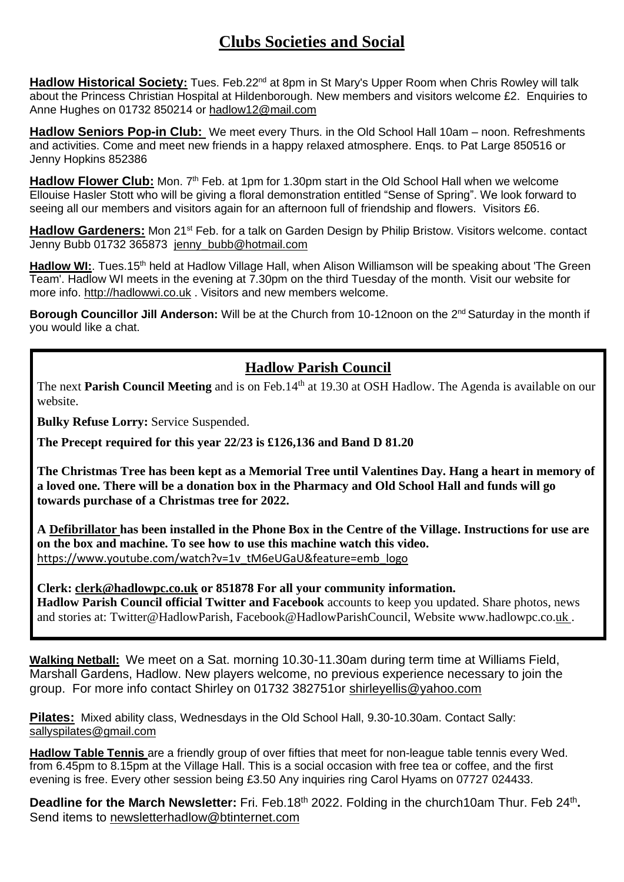# Clubs Societies and Social

**Hadlow Historical Society:** Tues. Feb.22nd at 8pm in St Mary's Upper Room when Chris Rowley will talk about the Princess Christian Hospital at Hildenborough. New members and visitors welcome £2. Enquiries to Anne Hughes on 01732 850214 or hadlow12@mail.com

**Hadlow Seniors Pop-in Club:** We meet every Thurs. in the Old School Hall 10am – noon. Refreshments and activities. Come and meet new friends in a happy relaxed atmosphere. Enqs. to Pat Large 850516 or Jenny Hopkins 852386

**Hadlow Flower Club:** Mon. 7th Feb. at 1pm for 1.30pm start in the Old School Hall when we welcome Ellouise Hasler Stott who will be giving a floral demonstration entitled "Sense of Spring". We look forward to seeing all our members and visitors again for an afternoon full of friendship and flowers. Visitors £6.

**Hadlow Gardeners:** Mon 21st Feb. for a talk on Garden Design by Philip Bristow. Visitors welcome. contact Jenny Bubb 01732 365873 jenny_bubb@hotmail.com

**Hadlow WI:**. Tues.15th held at Hadlow Village Hall, when Alison Williamson will be speaking about 'The Green Team'. Hadlow WI meets in the evening at 7.30pm on the third Tuesday of the month. Visit our website for more info. http://hadlowwi.co.uk . Visitors and new members welcome.

**Borough Councillor Jill Anderson:** Will be at the Church from 10-12noon on the 2nd Saturday in the month if you would like a chat.

## Hadlow Parish Council

The next **Parish Council Meeting** and is on Feb.14th at 19.30 at OSH Hadlow. The Agenda is available on our website.

**Bulky Refuse Lorry:** Service Suspended.

**The Precept required for this year 22/23 is £126,136 and Band D 81.20**

**The Christmas Tree has been kept as a Memorial Tree until Valentines Day. Hang a heart in memory of a loved one. There will be a donation box in the Pharmacy and Old School Hall and funds will go towards purchase of a Christmas tree for 2022.**

**A Defibrillator has been installed in the Phone Box in the Centre of the Village. Instructions for use are on the box and machine. To see how to use this machine watch this video.**
https://www.youtube.com/watch?v=1v_tM6eUGaU&feature=emb_logo

**Clerk: clerk@hadlowpc.co.uk or 851878 For all your community information.**
**Hadlow Parish Council official Twitter and Facebook** accounts to keep you updated. Share photos, news and stories at: Twitter@HadlowParish, Facebook@HadlowParishCouncil, Website www.hadlowpc.co.uk .

**Walking Netball:** We meet on a Sat. morning 10.30-11.30am during term time at Williams Field, Marshall Gardens, Hadlow. New players welcome, no previous experience necessary to join the group. For more info contact Shirley on 01732 382751or shirleyellis@yahoo.com

**Pilates:** Mixed ability class, Wednesdays in the Old School Hall, 9.30-10.30am. Contact Sally: sallyspilates@gmail.com

**Hadlow Table Tennis** are a friendly group of over fifties that meet for non-league table tennis every Wed. from 6.45pm to 8.15pm at the Village Hall. This is a social occasion with free tea or coffee, and the first evening is free. Every other session being £3.50 Any inquiries ring Carol Hyams on 07727 024433.

**Deadline for the March Newsletter:** Fri. Feb.18th 2022. Folding in the church10am Thur. Feb 24th**.**
Send items to newsletterhadlow@btinternet.com